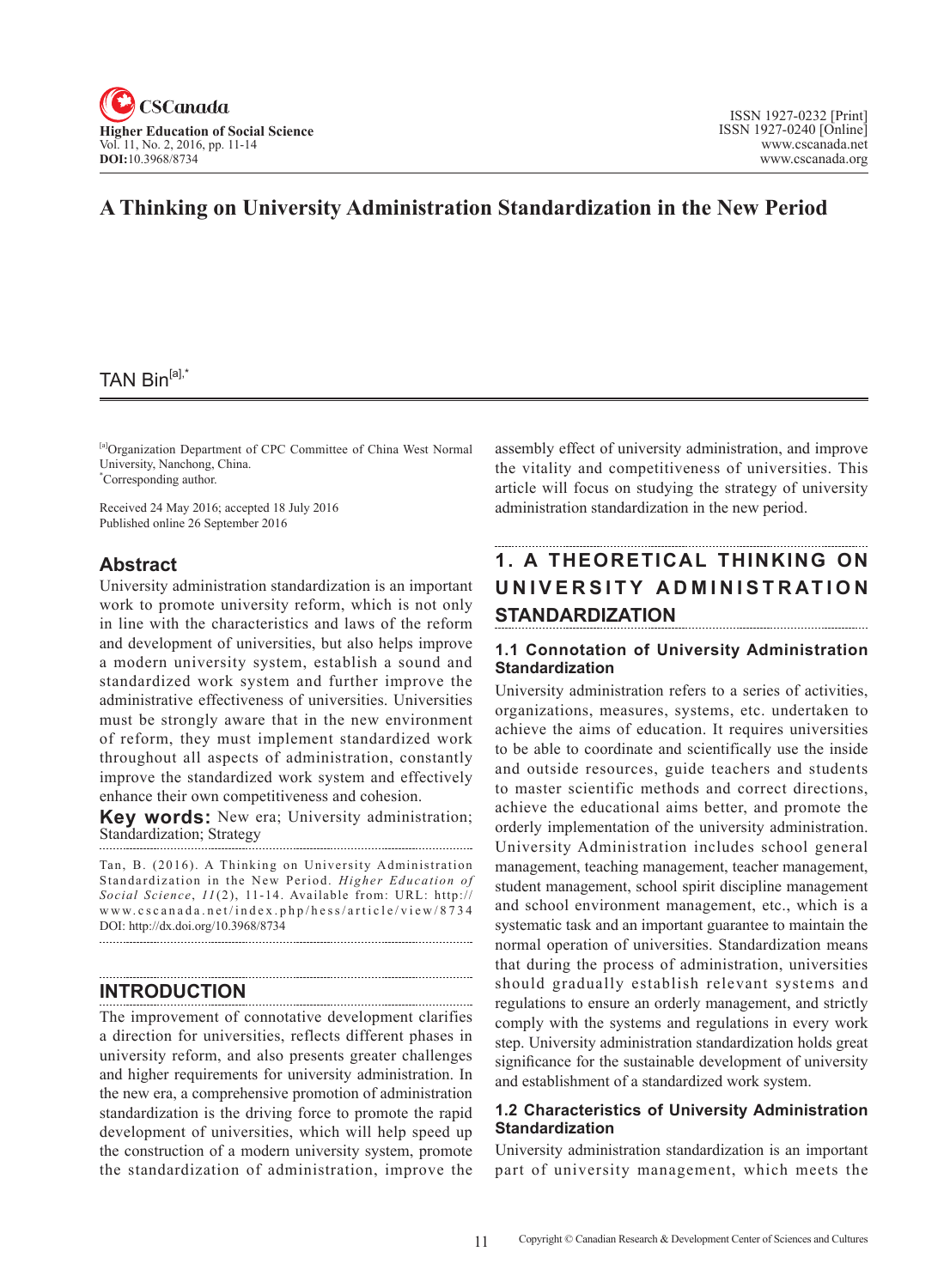# A Thinking on University Administration Standardization in the New Period

TAN Bin[a],*

[a]Organization Department of CPC Committee of China West Normal University, Nanchong, China.
*Corresponding author.

Received 24 May 2016; accepted 18 July 2016
Published online 26 September 2016

## Abstract

University administration standardization is an important work to promote university reform, which is not only in line with the characteristics and laws of the reform and development of universities, but also helps improve a modern university system, establish a sound and standardized work system and further improve the administrative effectiveness of universities. Universities must be strongly aware that in the new environment of reform, they must implement standardized work throughout all aspects of administration, constantly improve the standardized work system and effectively enhance their own competitiveness and cohesion.

**Key words:** New era; University administration; Standardization; Strategy

Tan, B. (2016). A Thinking on University Administration Standardization in the New Period. *Higher Education of Social Science*, *11*(2), 11-14. Available from: URL: http://www.cscanada.net/index.php/hess/article/view/8734
DOI: http://dx.doi.org/10.3968/8734

## INTRODUCTION

The improvement of connotative development clarifies a direction for universities, reflects different phases in university reform, and also presents greater challenges and higher requirements for university administration. In the new era, a comprehensive promotion of administration standardization is the driving force to promote the rapid development of universities, which will help speed up the construction of a modern university system, promote the standardization of administration, improve the assembly effect of university administration, and improve the vitality and competitiveness of universities. This article will focus on studying the strategy of university administration standardization in the new period.

## 1. A THEORETICAL THINKING ON UNIVERSITY ADMINISTRATION STANDARDIZATION

### 1.1 Connotation of University Administration Standardization

University administration refers to a series of activities, organizations, measures, systems, etc. undertaken to achieve the aims of education. It requires universities to be able to coordinate and scientifically use the inside and outside resources, guide teachers and students to master scientific methods and correct directions, achieve the educational aims better, and promote the orderly implementation of the university administration. University Administration includes school general management, teaching management, teacher management, student management, school spirit discipline management and school environment management, etc., which is a systematic task and an important guarantee to maintain the normal operation of universities. Standardization means that during the process of administration, universities should gradually establish relevant systems and regulations to ensure an orderly management, and strictly comply with the systems and regulations in every work step. University administration standardization holds great significance for the sustainable development of university and establishment of a standardized work system.

### 1.2 Characteristics of University Administration Standardization

University administration standardization is an important part of university management, which meets the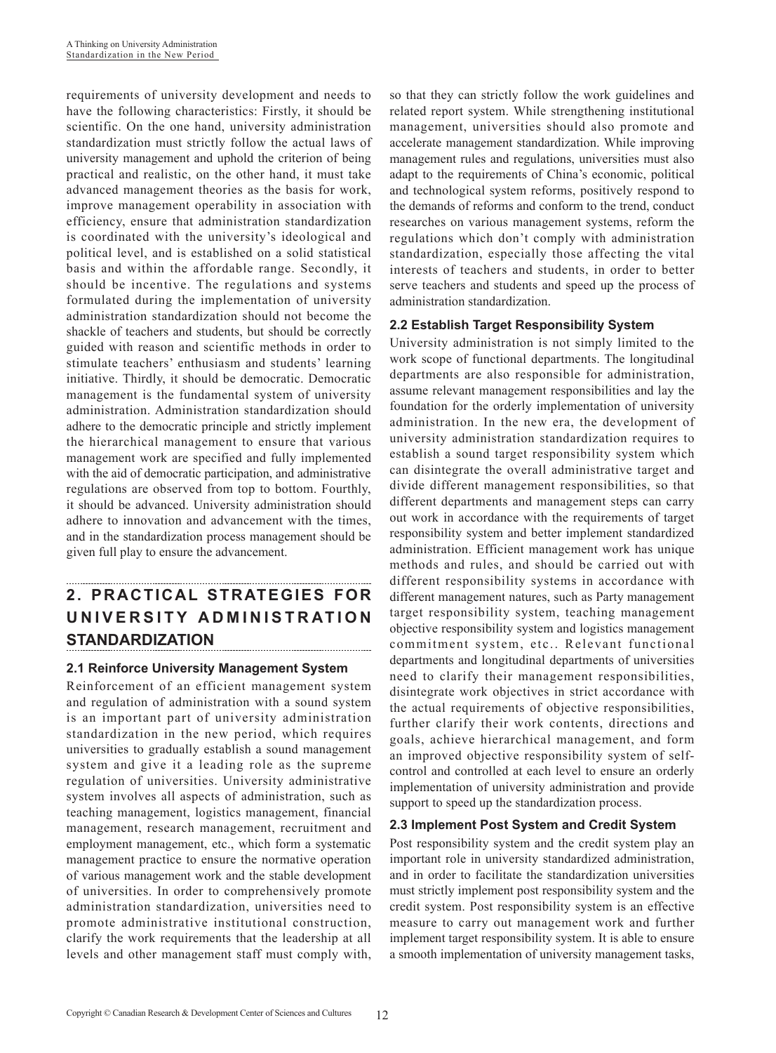requirements of university development and needs to have the following characteristics: Firstly, it should be scientific. On the one hand, university administration standardization must strictly follow the actual laws of university management and uphold the criterion of being practical and realistic, on the other hand, it must take advanced management theories as the basis for work, improve management operability in association with efficiency, ensure that administration standardization is coordinated with the university's ideological and political level, and is established on a solid statistical basis and within the affordable range. Secondly, it should be incentive. The regulations and systems formulated during the implementation of university administration standardization should not become the shackle of teachers and students, but should be correctly guided with reason and scientific methods in order to stimulate teachers' enthusiasm and students' learning initiative. Thirdly, it should be democratic. Democratic management is the fundamental system of university administration. Administration standardization should adhere to the democratic principle and strictly implement the hierarchical management to ensure that various management work are specified and fully implemented with the aid of democratic participation, and administrative regulations are observed from top to bottom. Fourthly, it should be advanced. University administration should adhere to innovation and advancement with the times, and in the standardization process management should be given full play to ensure the advancement.

## 2. PRACTICAL STRATEGIES FOR UNIVERSITY ADMINISTRATION STANDARDIZATION

### 2.1 Reinforce University Management System

Reinforcement of an efficient management system and regulation of administration with a sound system is an important part of university administration standardization in the new period, which requires universities to gradually establish a sound management system and give it a leading role as the supreme regulation of universities. University administrative system involves all aspects of administration, such as teaching management, logistics management, financial management, research management, recruitment and employment management, etc., which form a systematic management practice to ensure the normative operation of various management work and the stable development of universities. In order to comprehensively promote administration standardization, universities need to promote administrative institutional construction, clarify the work requirements that the leadership at all levels and other management staff must comply with, so that they can strictly follow the work guidelines and related report system. While strengthening institutional management, universities should also promote and accelerate management standardization. While improving management rules and regulations, universities must also adapt to the requirements of China's economic, political and technological system reforms, positively respond to the demands of reforms and conform to the trend, conduct researches on various management systems, reform the regulations which don't comply with administration standardization, especially those affecting the vital interests of teachers and students, in order to better serve teachers and students and speed up the process of administration standardization.

### 2.2 Establish Target Responsibility System

University administration is not simply limited to the work scope of functional departments. The longitudinal departments are also responsible for administration, assume relevant management responsibilities and lay the foundation for the orderly implementation of university administration. In the new era, the development of university administration standardization requires to establish a sound target responsibility system which can disintegrate the overall administrative target and divide different management responsibilities, so that different departments and management steps can carry out work in accordance with the requirements of target responsibility system and better implement standardized administration. Efficient management work has unique methods and rules, and should be carried out with different responsibility systems in accordance with different management natures, such as Party management target responsibility system, teaching management objective responsibility system and logistics management commitment system, etc.. Relevant functional departments and longitudinal departments of universities need to clarify their management responsibilities, disintegrate work objectives in strict accordance with the actual requirements of objective responsibilities, further clarify their work contents, directions and goals, achieve hierarchical management, and form an improved objective responsibility system of self-control and controlled at each level to ensure an orderly implementation of university administration and provide support to speed up the standardization process.

### 2.3 Implement Post System and Credit System

Post responsibility system and the credit system play an important role in university standardized administration, and in order to facilitate the standardization universities must strictly implement post responsibility system and the credit system. Post responsibility system is an effective measure to carry out management work and further implement target responsibility system. It is able to ensure a smooth implementation of university management tasks,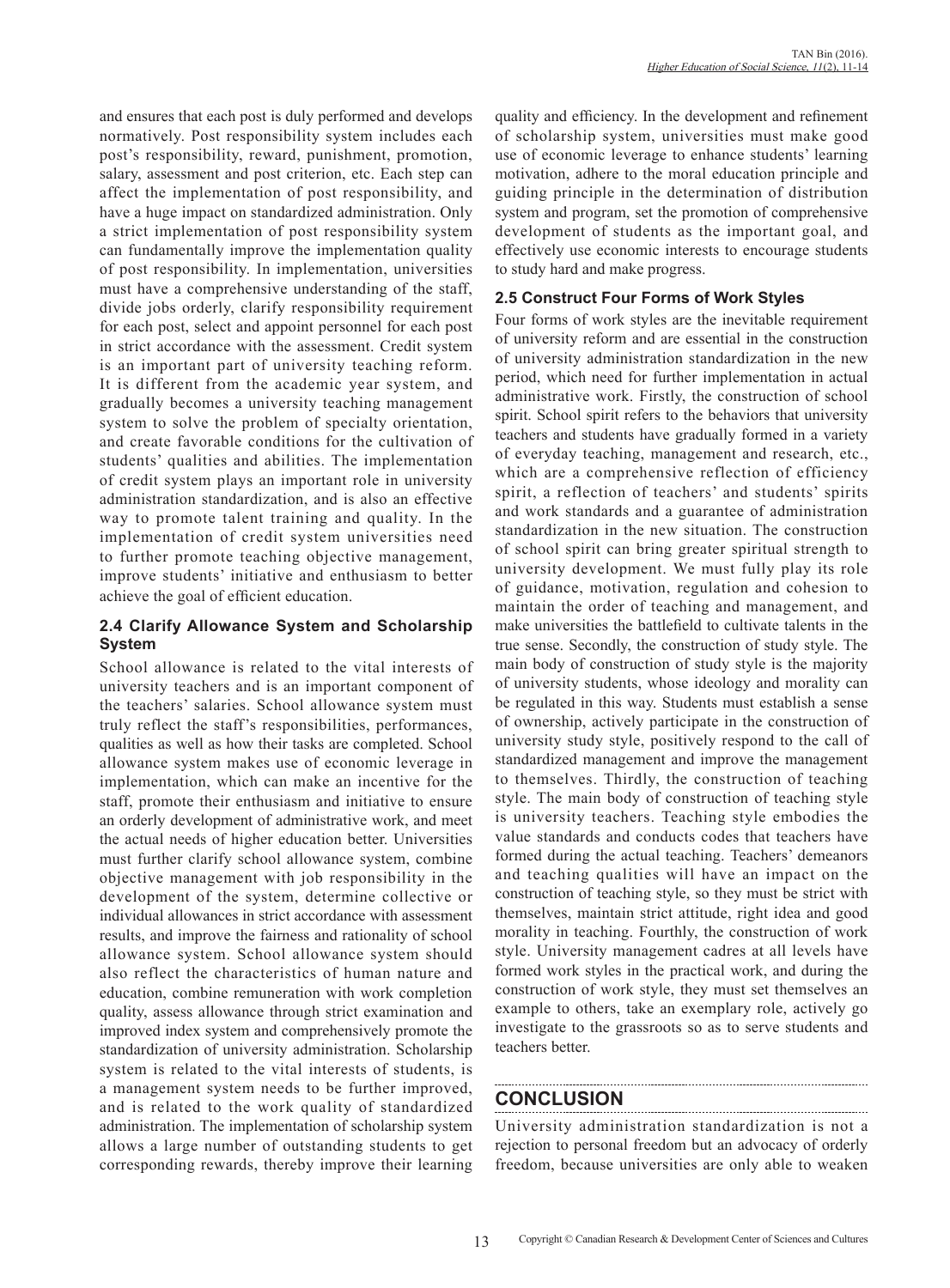and ensures that each post is duly performed and develops normatively. Post responsibility system includes each post's responsibility, reward, punishment, promotion, salary, assessment and post criterion, etc. Each step can affect the implementation of post responsibility, and have a huge impact on standardized administration. Only a strict implementation of post responsibility system can fundamentally improve the implementation quality of post responsibility. In implementation, universities must have a comprehensive understanding of the staff, divide jobs orderly, clarify responsibility requirement for each post, select and appoint personnel for each post in strict accordance with the assessment. Credit system is an important part of university teaching reform. It is different from the academic year system, and gradually becomes a university teaching management system to solve the problem of specialty orientation, and create favorable conditions for the cultivation of students' qualities and abilities. The implementation of credit system plays an important role in university administration standardization, and is also an effective way to promote talent training and quality. In the implementation of credit system universities need to further promote teaching objective management, improve students' initiative and enthusiasm to better achieve the goal of efficient education.

### 2.4 Clarify Allowance System and Scholarship System

School allowance is related to the vital interests of university teachers and is an important component of the teachers' salaries. School allowance system must truly reflect the staff's responsibilities, performances, qualities as well as how their tasks are completed. School allowance system makes use of economic leverage in implementation, which can make an incentive for the staff, promote their enthusiasm and initiative to ensure an orderly development of administrative work, and meet the actual needs of higher education better. Universities must further clarify school allowance system, combine objective management with job responsibility in the development of the system, determine collective or individual allowances in strict accordance with assessment results, and improve the fairness and rationality of school allowance system. School allowance system should also reflect the characteristics of human nature and education, combine remuneration with work completion quality, assess allowance through strict examination and improved index system and comprehensively promote the standardization of university administration. Scholarship system is related to the vital interests of students, is a management system needs to be further improved, and is related to the work quality of standardized administration. The implementation of scholarship system allows a large number of outstanding students to get corresponding rewards, thereby improve their learning quality and efficiency. In the development and refinement of scholarship system, universities must make good use of economic leverage to enhance students' learning motivation, adhere to the moral education principle and guiding principle in the determination of distribution system and program, set the promotion of comprehensive development of students as the important goal, and effectively use economic interests to encourage students to study hard and make progress.

### 2.5 Construct Four Forms of Work Styles

Four forms of work styles are the inevitable requirement of university reform and are essential in the construction of university administration standardization in the new period, which need for further implementation in actual administrative work. Firstly, the construction of school spirit. School spirit refers to the behaviors that university teachers and students have gradually formed in a variety of everyday teaching, management and research, etc., which are a comprehensive reflection of efficiency spirit, a reflection of teachers' and students' spirits and work standards and a guarantee of administration standardization in the new situation. The construction of school spirit can bring greater spiritual strength to university development. We must fully play its role of guidance, motivation, regulation and cohesion to maintain the order of teaching and management, and make universities the battlefield to cultivate talents in the true sense. Secondly, the construction of study style. The main body of construction of study style is the majority of university students, whose ideology and morality can be regulated in this way. Students must establish a sense of ownership, actively participate in the construction of university study style, positively respond to the call of standardized management and improve the management to themselves. Thirdly, the construction of teaching style. The main body of construction of teaching style is university teachers. Teaching style embodies the value standards and conducts codes that teachers have formed during the actual teaching. Teachers' demeanors and teaching qualities will have an impact on the construction of teaching style, so they must be strict with themselves, maintain strict attitude, right idea and good morality in teaching. Fourthly, the construction of work style. University management cadres at all levels have formed work styles in the practical work, and during the construction of work style, they must set themselves an example to others, take an exemplary role, actively go investigate to the grassroots so as to serve students and teachers better.

## CONCLUSION

University administration standardization is not a rejection to personal freedom but an advocacy of orderly freedom, because universities are only able to weaken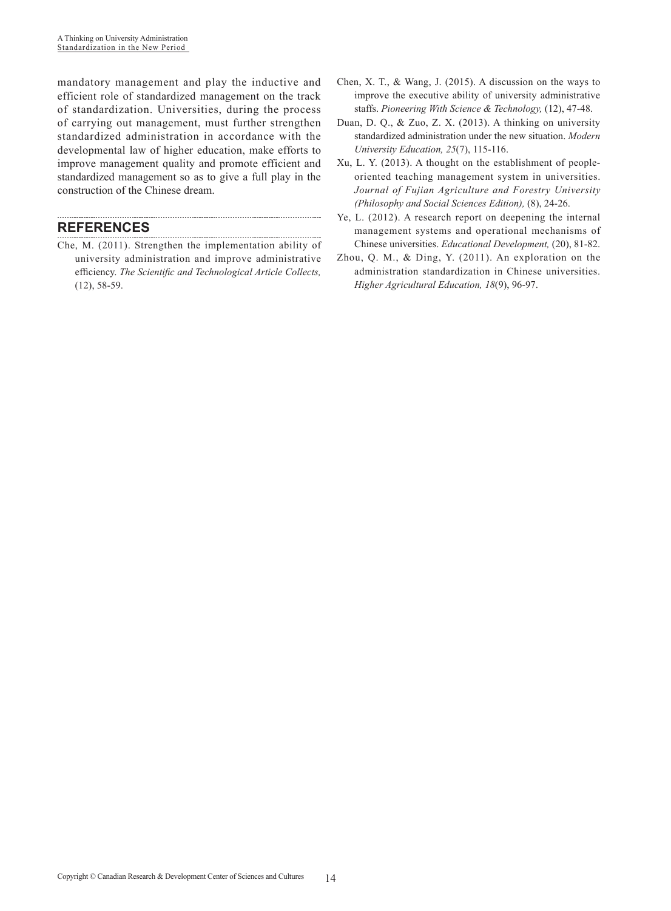mandatory management and play the inductive and efficient role of standardized management on the track of standardization. Universities, during the process of carrying out management, must further strengthen standardized administration in accordance with the developmental law of higher education, make efforts to improve management quality and promote efficient and standardized management so as to give a full play in the construction of the Chinese dream.

## REFERENCES

Che, M. (2011). Strengthen the implementation ability of university administration and improve administrative efficiency. *The Scientific and Technological Article Collects,* (12), 58-59.

Chen, X. T., & Wang, J. (2015). A discussion on the ways to improve the executive ability of university administrative staffs. *Pioneering With Science & Technology,* (12), 47-48.

Duan, D. Q., & Zuo, Z. X. (2013). A thinking on university standardized administration under the new situation. *Modern University Education, 25*(7), 115-116.

Xu, L. Y. (2013). A thought on the establishment of people-oriented teaching management system in universities. *Journal of Fujian Agriculture and Forestry University (Philosophy and Social Sciences Edition),* (8), 24-26.

Ye, L. (2012). A research report on deepening the internal management systems and operational mechanisms of Chinese universities. *Educational Development,* (20), 81-82.

Zhou, Q. M., & Ding, Y. (2011). An exploration on the administration standardization in Chinese universities. *Higher Agricultural Education, 18*(9), 96-97.